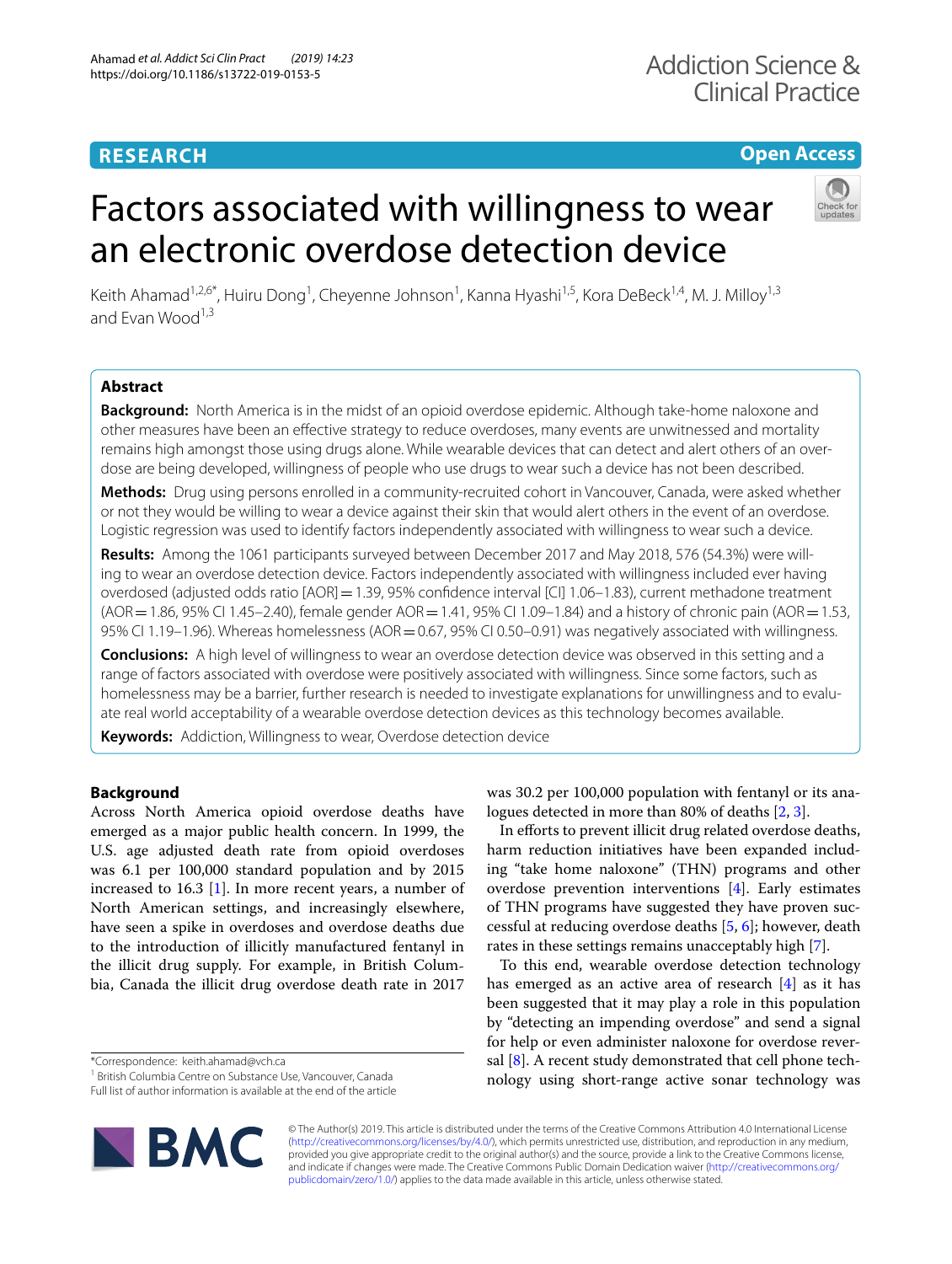RESEARCH

Open Access

# Factors associated with willingness to wear an electronic overdose detection device

Keith Ahamad[1,2,6*], Huiru Dong[1], Cheyenne Johnson[1], Kanna Hyashi[1,5], Kora DeBeck[1,4], M. J. Milloy[1,3] and Evan Wood[1,3]

## Abstract

**Background:** North America is in the midst of an opioid overdose epidemic. Although take-home naloxone and other measures have been an effective strategy to reduce overdoses, many events are unwitnessed and mortality remains high amongst those using drugs alone. While wearable devices that can detect and alert others of an overdose are being developed, willingness of people who use drugs to wear such a device has not been described.

**Methods:** Drug using persons enrolled in a community-recruited cohort in Vancouver, Canada, were asked whether or not they would be willing to wear a device against their skin that would alert others in the event of an overdose. Logistic regression was used to identify factors independently associated with willingness to wear such a device.

**Results:** Among the 1061 participants surveyed between December 2017 and May 2018, 576 (54.3%) were willing to wear an overdose detection device. Factors independently associated with willingness included ever having overdosed (adjusted odds ratio [AOR] = 1.39, 95% confidence interval [CI] 1.06–1.83), current methadone treatment (AOR = 1.86, 95% CI 1.45–2.40), female gender AOR = 1.41, 95% CI 1.09–1.84) and a history of chronic pain (AOR = 1.53, 95% CI 1.19–1.96). Whereas homelessness (AOR = 0.67, 95% CI 0.50–0.91) was negatively associated with willingness.

**Conclusions:** A high level of willingness to wear an overdose detection device was observed in this setting and a range of factors associated with overdose were positively associated with willingness. Since some factors, such as homelessness may be a barrier, further research is needed to investigate explanations for unwillingness and to evaluate real world acceptability of a wearable overdose detection devices as this technology becomes available.

**Keywords:** Addiction, Willingness to wear, Overdose detection device

## Background

Across North America opioid overdose deaths have emerged as a major public health concern. In 1999, the U.S. age adjusted death rate from opioid overdoses was 6.1 per 100,000 standard population and by 2015 increased to 16.3 [1]. In more recent years, a number of North American settings, and increasingly elsewhere, have seen a spike in overdoses and overdose deaths due to the introduction of illicitly manufactured fentanyl in the illicit drug supply. For example, in British Columbia, Canada the illicit drug overdose death rate in 2017 was 30.2 per 100,000 population with fentanyl or its analogues detected in more than 80% of deaths [2, 3].

In efforts to prevent illicit drug related overdose deaths, harm reduction initiatives have been expanded including "take home naloxone" (THN) programs and other overdose prevention interventions [4]. Early estimates of THN programs have suggested they have proven successful at reducing overdose deaths [5, 6]; however, death rates in these settings remains unacceptably high [7].

To this end, wearable overdose detection technology has emerged as an active area of research [4] as it has been suggested that it may play a role in this population by "detecting an impending overdose" and send a signal for help or even administer naloxone for overdose reversal [8]. A recent study demonstrated that cell phone technology using short-range active sonar technology was

*Correspondence: keith.ahamad@vch.ca
[1] British Columbia Centre on Substance Use, Vancouver, Canada
Full list of author information is available at the end of the article

© The Author(s) 2019. This article is distributed under the terms of the Creative Commons Attribution 4.0 International License (http://creativecommons.org/licenses/by/4.0/), which permits unrestricted use, distribution, and reproduction in any medium, provided you give appropriate credit to the original author(s) and the source, provide a link to the Creative Commons license, and indicate if changes were made. The Creative Commons Public Domain Dedication waiver (http://creativecommons.org/publicdomain/zero/1.0/) applies to the data made available in this article, unless otherwise stated.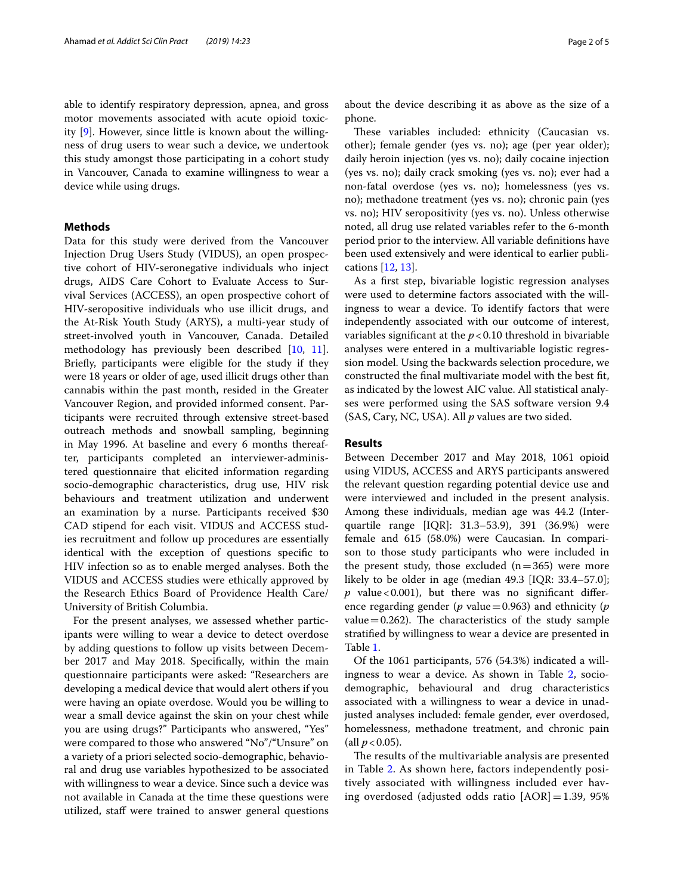able to identify respiratory depression, apnea, and gross motor movements associated with acute opioid toxicity [9]. However, since little is known about the willingness of drug users to wear such a device, we undertook this study amongst those participating in a cohort study in Vancouver, Canada to examine willingness to wear a device while using drugs.

## Methods

Data for this study were derived from the Vancouver Injection Drug Users Study (VIDUS), an open prospective cohort of HIV-seronegative individuals who inject drugs, AIDS Care Cohort to Evaluate Access to Survival Services (ACCESS), an open prospective cohort of HIV-seropositive individuals who use illicit drugs, and the At-Risk Youth Study (ARYS), a multi-year study of street-involved youth in Vancouver, Canada. Detailed methodology has previously been described [10, 11]. Briefly, participants were eligible for the study if they were 18 years or older of age, used illicit drugs other than cannabis within the past month, resided in the Greater Vancouver Region, and provided informed consent. Participants were recruited through extensive street-based outreach methods and snowball sampling, beginning in May 1996. At baseline and every 6 months thereafter, participants completed an interviewer-administered questionnaire that elicited information regarding socio-demographic characteristics, drug use, HIV risk behaviours and treatment utilization and underwent an examination by a nurse. Participants received $30 CAD stipend for each visit. VIDUS and ACCESS studies recruitment and follow up procedures are essentially identical with the exception of questions specific to HIV infection so as to enable merged analyses. Both the VIDUS and ACCESS studies were ethically approved by the Research Ethics Board of Providence Health Care/University of British Columbia.

For the present analyses, we assessed whether participants were willing to wear a device to detect overdose by adding questions to follow up visits between December 2017 and May 2018. Specifically, within the main questionnaire participants were asked: "Researchers are developing a medical device that would alert others if you were having an opiate overdose. Would you be willing to wear a small device against the skin on your chest while you are using drugs?" Participants who answered, "Yes" were compared to those who answered "No"/"Unsure" on a variety of a priori selected socio-demographic, behavioral and drug use variables hypothesized to be associated with willingness to wear a device. Since such a device was not available in Canada at the time these questions were utilized, staff were trained to answer general questions about the device describing it as above as the size of a phone.

These variables included: ethnicity (Caucasian vs. other); female gender (yes vs. no); age (per year older); daily heroin injection (yes vs. no); daily cocaine injection (yes vs. no); daily crack smoking (yes vs. no); ever had a non-fatal overdose (yes vs. no); homelessness (yes vs. no); methadone treatment (yes vs. no); chronic pain (yes vs. no); HIV seropositivity (yes vs. no). Unless otherwise noted, all drug use related variables refer to the 6-month period prior to the interview. All variable definitions have been used extensively and were identical to earlier publications [12, 13].

As a first step, bivariable logistic regression analyses were used to determine factors associated with the willingness to wear a device. To identify factors that were independently associated with our outcome of interest, variables significant at the $p<0.10$ threshold in bivariable analyses were entered in a multivariable logistic regression model. Using the backwards selection procedure, we constructed the final multivariate model with the best fit, as indicated by the lowest AIC value. All statistical analyses were performed using the SAS software version 9.4 (SAS, Cary, NC, USA). All *p* values are two sided.

## Results

Between December 2017 and May 2018, 1061 opioid using VIDUS, ACCESS and ARYS participants answered the relevant question regarding potential device use and were interviewed and included in the present analysis. Among these individuals, median age was 44.2 (Interquartile range [IQR]: 31.3–53.9), 391 (36.9%) were female and 615 (58.0%) were Caucasian. In comparison to those study participants who were included in the present study, those excluded ($n=365$) were more likely to be older in age (median 49.3 [IQR: 33.4–57.0]; $p$ value $<0.001$), but there was no significant difference regarding gender ($p$ value $=0.963$) and ethnicity ($p$ value $=0.262$). The characteristics of the study sample stratified by willingness to wear a device are presented in Table 1.

Of the 1061 participants, 576 (54.3%) indicated a willingness to wear a device. As shown in Table 2, socio-demographic, behavioural and drug characteristics associated with a willingness to wear a device in unadjusted analyses included: female gender, ever overdosed, homelessness, methadone treatment, and chronic pain (all $p<0.05$).

The results of the multivariable analysis are presented in Table 2. As shown here, factors independently positively associated with willingness included ever having overdosed (adjusted odds ratio [AOR] = 1.39, 95%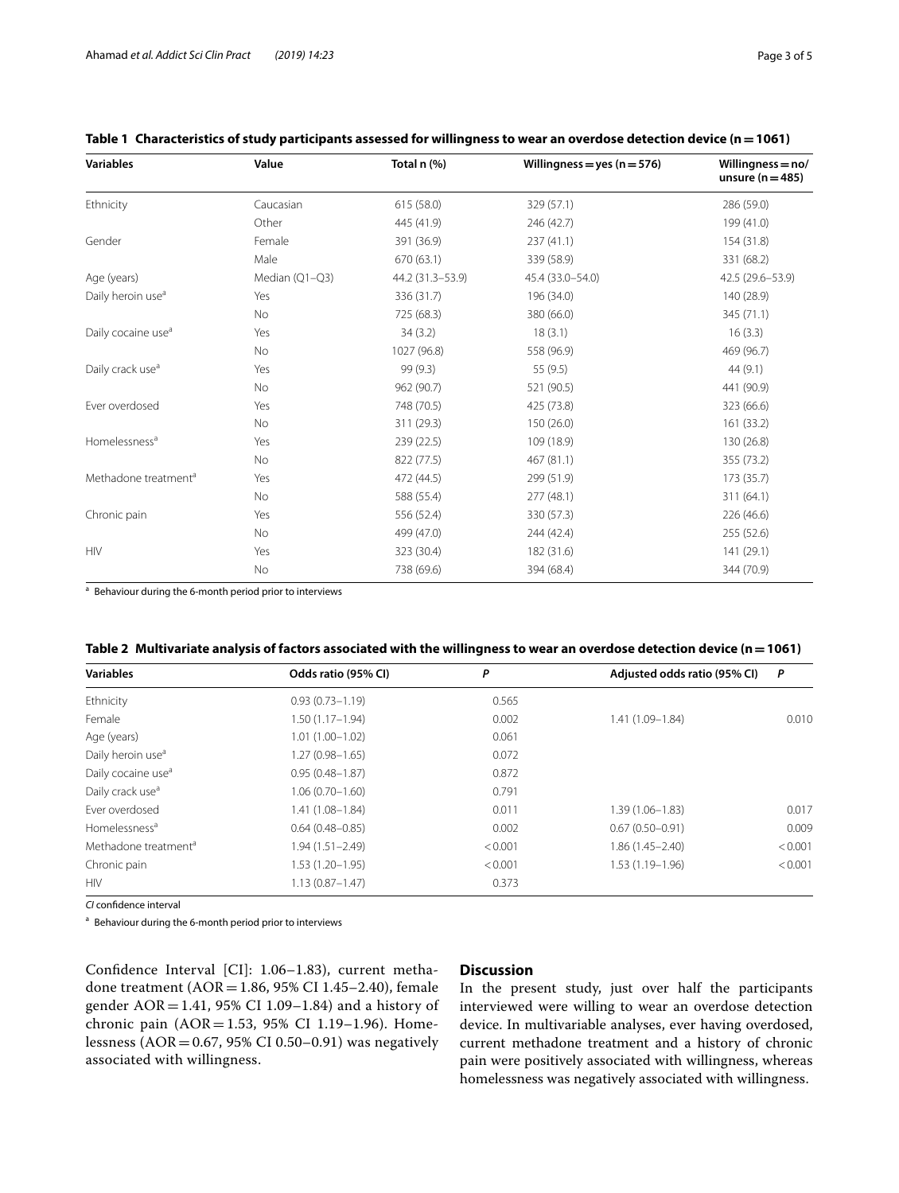**Table 1 Characteristics of study participants assessed for willingness to wear an overdose detection device (n = 1061)**

| Variables | Value | Total n (%) | Willingness = yes (n = 576) | Willingness = no/unsure (n = 485) |
|---|---|---|---|---|
| Ethnicity | Caucasian | 615 (58.0) | 329 (57.1) | 286 (59.0) |
| | Other | 445 (41.9) | 246 (42.7) | 199 (41.0) |
| Gender | Female | 391 (36.9) | 237 (41.1) | 154 (31.8) |
| | Male | 670 (63.1) | 339 (58.9) | 331 (68.2) |
| Age (years) | Median (Q1–Q3) | 44.2 (31.3–53.9) | 45.4 (33.0–54.0) | 42.5 (29.6–53.9) |
| Daily heroin use[a] | Yes | 336 (31.7) | 196 (34.0) | 140 (28.9) |
| | No | 725 (68.3) | 380 (66.0) | 345 (71.1) |
| Daily cocaine use[a] | Yes | 34 (3.2) | 18 (3.1) | 16 (3.3) |
| | No | 1027 (96.8) | 558 (96.9) | 469 (96.7) |
| Daily crack use[a] | Yes | 99 (9.3) | 55 (9.5) | 44 (9.1) |
| | No | 962 (90.7) | 521 (90.5) | 441 (90.9) |
| Ever overdosed | Yes | 748 (70.5) | 425 (73.8) | 323 (66.6) |
| | No | 311 (29.3) | 150 (26.0) | 161 (33.2) |
| Homelessness[a] | Yes | 239 (22.5) | 109 (18.9) | 130 (26.8) |
| | No | 822 (77.5) | 467 (81.1) | 355 (73.2) |
| Methadone treatment[a] | Yes | 472 (44.5) | 299 (51.9) | 173 (35.7) |
| | No | 588 (55.4) | 277 (48.1) | 311 (64.1) |
| Chronic pain | Yes | 556 (52.4) | 330 (57.3) | 226 (46.6) |
| | No | 499 (47.0) | 244 (42.4) | 255 (52.6) |
| HIV | Yes | 323 (30.4) | 182 (31.6) | 141 (29.1) |
| | No | 738 (69.6) | 394 (68.4) | 344 (70.9) |

[a] Behaviour during the 6-month period prior to interviews

**Table 2 Multivariate analysis of factors associated with the willingness to wear an overdose detection device (n = 1061)**

| Variables | Odds ratio (95% CI) | P | Adjusted odds ratio (95% CI) | P |
|---|---|---|---|---|
| Ethnicity | 0.93 (0.73–1.19) | 0.565 | | |
| Female | 1.50 (1.17–1.94) | 0.002 | 1.41 (1.09–1.84) | 0.010 |
| Age (years) | 1.01 (1.00–1.02) | 0.061 | | |
| Daily heroin use[a] | 1.27 (0.98–1.65) | 0.072 | | |
| Daily cocaine use[a] | 0.95 (0.48–1.87) | 0.872 | | |
| Daily crack use[a] | 1.06 (0.70–1.60) | 0.791 | | |
| Ever overdosed | 1.41 (1.08–1.84) | 0.011 | 1.39 (1.06–1.83) | 0.017 |
| Homelessness[a] | 0.64 (0.48–0.85) | 0.002 | 0.67 (0.50–0.91) | 0.009 |
| Methadone treatment[a] | 1.94 (1.51–2.49) | < 0.001 | 1.86 (1.45–2.40) | < 0.001 |
| Chronic pain | 1.53 (1.20–1.95) | < 0.001 | 1.53 (1.19–1.96) | < 0.001 |
| HIV | 1.13 (0.87–1.47) | 0.373 | | |

*CI* confidence interval

[a] Behaviour during the 6-month period prior to interviews

Confidence Interval [CI]: 1.06–1.83), current methadone treatment (AOR = 1.86, 95% CI 1.45–2.40), female gender AOR = 1.41, 95% CI 1.09–1.84) and a history of chronic pain (AOR = 1.53, 95% CI 1.19–1.96). Homelessness (AOR = 0.67, 95% CI 0.50–0.91) was negatively associated with willingness.

## Discussion

In the present study, just over half the participants interviewed were willing to wear an overdose detection device. In multivariable analyses, ever having overdosed, current methadone treatment and a history of chronic pain were positively associated with willingness, whereas homelessness was negatively associated with willingness.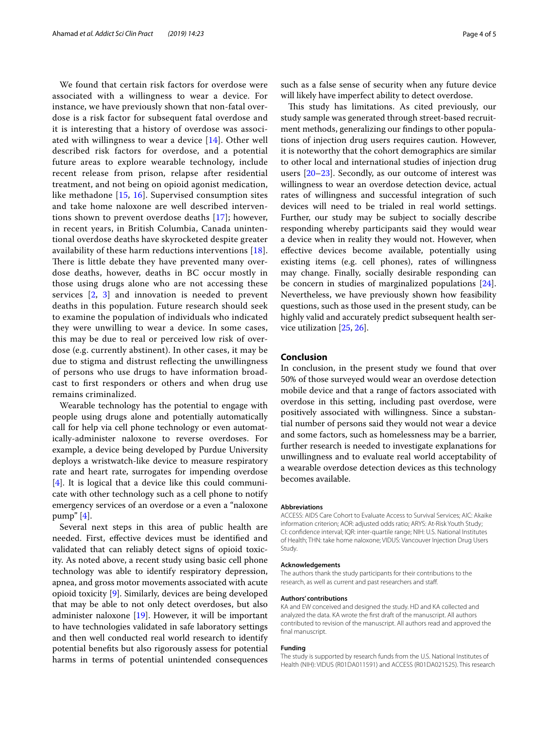We found that certain risk factors for overdose were associated with a willingness to wear a device. For instance, we have previously shown that non-fatal overdose is a risk factor for subsequent fatal overdose and it is interesting that a history of overdose was associated with willingness to wear a device [14]. Other well described risk factors for overdose, and a potential future areas to explore wearable technology, include recent release from prison, relapse after residential treatment, and not being on opioid agonist medication, like methadone [15, 16]. Supervised consumption sites and take home naloxone are well described interventions shown to prevent overdose deaths [17]; however, in recent years, in British Columbia, Canada unintentional overdose deaths have skyrocketed despite greater availability of these harm reductions interventions [18]. There is little debate they have prevented many overdose deaths, however, deaths in BC occur mostly in those using drugs alone who are not accessing these services [2, 3] and innovation is needed to prevent deaths in this population. Future research should seek to examine the population of individuals who indicated they were unwilling to wear a device. In some cases, this may be due to real or perceived low risk of overdose (e.g. currently abstinent). In other cases, it may be due to stigma and distrust reflecting the unwillingness of persons who use drugs to have information broadcast to first responders or others and when drug use remains criminalized.

Wearable technology has the potential to engage with people using drugs alone and potentially automatically call for help via cell phone technology or even automatically-administer naloxone to reverse overdoses. For example, a device being developed by Purdue University deploys a wristwatch-like device to measure respiratory rate and heart rate, surrogates for impending overdose [4]. It is logical that a device like this could communicate with other technology such as a cell phone to notify emergency services of an overdose or a even a "naloxone pump" [4].

Several next steps in this area of public health are needed. First, effective devices must be identified and validated that can reliably detect signs of opioid toxicity. As noted above, a recent study using basic cell phone technology was able to identify respiratory depression, apnea, and gross motor movements associated with acute opioid toxicity [9]. Similarly, devices are being developed that may be able to not only detect overdoses, but also administer naloxone [19]. However, it will be important to have technologies validated in safe laboratory settings and then well conducted real world research to identify potential benefits but also rigorously assess for potential harms in terms of potential unintended consequences such as a false sense of security when any future device will likely have imperfect ability to detect overdose.

This study has limitations. As cited previously, our study sample was generated through street-based recruitment methods, generalizing our findings to other populations of injection drug users requires caution. However, it is noteworthy that the cohort demographics are similar to other local and international studies of injection drug users [20–23]. Secondly, as our outcome of interest was willingness to wear an overdose detection device, actual rates of willingness and successful integration of such devices will need to be trialed in real world settings. Further, our study may be subject to socially describe responding whereby participants said they would wear a device when in reality they would not. However, when effective devices become available, potentially using existing items (e.g. cell phones), rates of willingness may change. Finally, socially desirable responding can be concern in studies of marginalized populations [24]. Nevertheless, we have previously shown how feasibility questions, such as those used in the present study, can be highly valid and accurately predict subsequent health service utilization [25, 26].

## Conclusion

In conclusion, in the present study we found that over 50% of those surveyed would wear an overdose detection mobile device and that a range of factors associated with overdose in this setting, including past overdose, were positively associated with willingness. Since a substantial number of persons said they would not wear a device and some factors, such as homelessness may be a barrier, further research is needed to investigate explanations for unwillingness and to evaluate real world acceptability of a wearable overdose detection devices as this technology becomes available.

#### Abbreviations

ACCESS: AIDS Care Cohort to Evaluate Access to Survival Services; AIC: Akaike information criterion; AOR: adjusted odds ratio; ARYS: At-Risk Youth Study; CI: confidence interval; IQR: inter-quartile range; NIH: U.S. National Institutes of Health; THN: take home naloxone; VIDUS: Vancouver Injection Drug Users Study.

#### Acknowledgements

The authors thank the study participants for their contributions to the research, as well as current and past researchers and staff.

#### Authors' contributions

KA and EW conceived and designed the study. HD and KA collected and analyzed the data. KA wrote the first draft of the manuscript. All authors contributed to revision of the manuscript. All authors read and approved the final manuscript.

#### Funding

The study is supported by research funds from the U.S. National Institutes of Health (NIH): VIDUS (R01DA011591) and ACCESS (R01DA021525). This research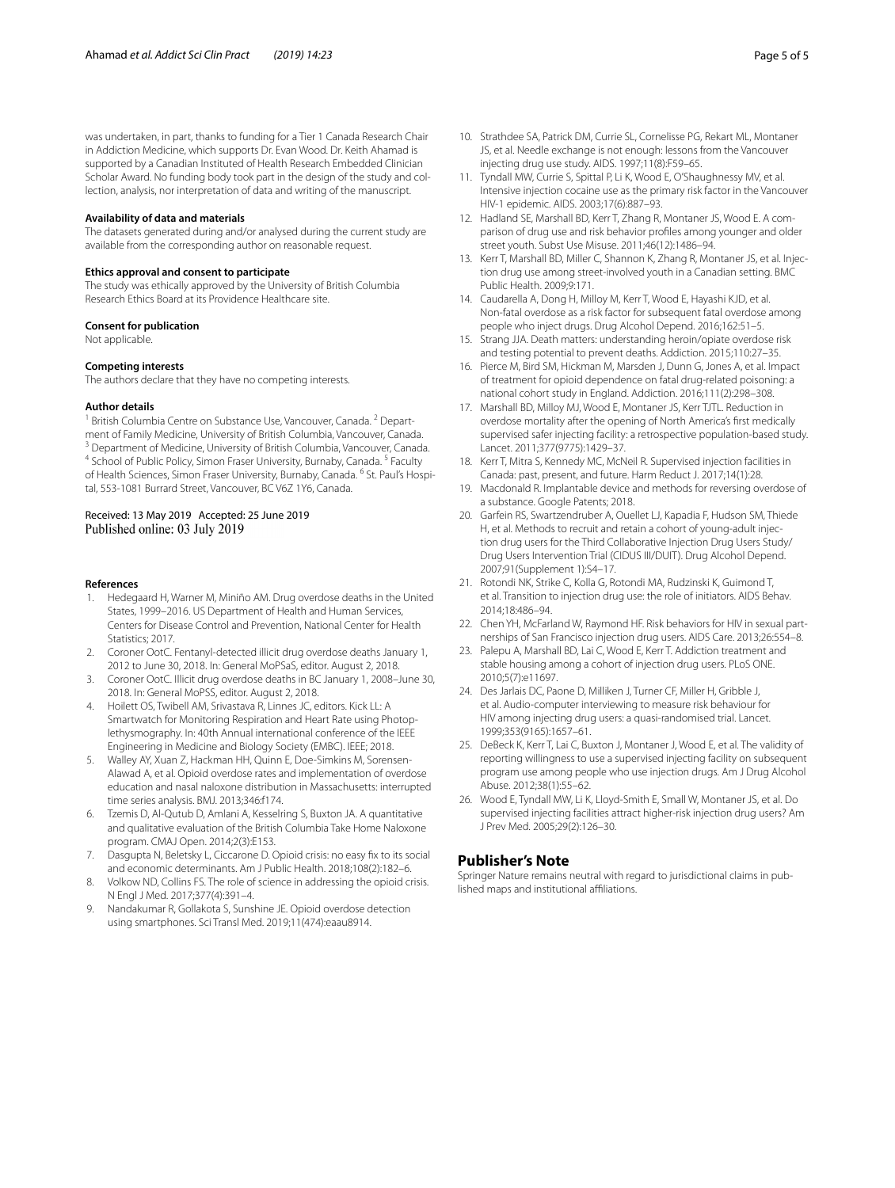was undertaken, in part, thanks to funding for a Tier 1 Canada Research Chair in Addiction Medicine, which supports Dr. Evan Wood. Dr. Keith Ahamad is supported by a Canadian Instituted of Health Research Embedded Clinician Scholar Award. No funding body took part in the design of the study and collection, analysis, nor interpretation of data and writing of the manuscript.

#### Availability of data and materials

The datasets generated during and/or analysed during the current study are available from the corresponding author on reasonable request.

#### Ethics approval and consent to participate

The study was ethically approved by the University of British Columbia Research Ethics Board at its Providence Healthcare site.

#### Consent for publication

Not applicable.

#### Competing interests

The authors declare that they have no competing interests.

#### Author details

[1] British Columbia Centre on Substance Use, Vancouver, Canada. [2] Department of Family Medicine, University of British Columbia, Vancouver, Canada. [3] Department of Medicine, University of British Columbia, Vancouver, Canada. [4] School of Public Policy, Simon Fraser University, Burnaby, Canada. [5] Faculty of Health Sciences, Simon Fraser University, Burnaby, Canada. [6] St. Paul's Hospital, 553-1081 Burrard Street, Vancouver, BC V6Z 1Y6, Canada.

Received: 13 May 2019 Accepted: 25 June 2019
Published online: 03 July 2019

#### References

1. Hedegaard H, Warner M, Miniño AM. Drug overdose deaths in the United States, 1999–2016. US Department of Health and Human Services, Centers for Disease Control and Prevention, National Center for Health Statistics; 2017.
2. Coroner OotC. Fentanyl-detected illicit drug overdose deaths January 1, 2012 to June 30, 2018. In: General MoPSaS, editor. August 2, 2018.
3. Coroner OotC. Illicit drug overdose deaths in BC January 1, 2008–June 30, 2018. In: General MoPSS, editor. August 2, 2018.
4. Hoilett OS, Twibell AM, Srivastava R, Linnes JC, editors. Kick LL: A Smartwatch for Monitoring Respiration and Heart Rate using Photoplethysmography. In: 40th Annual international conference of the IEEE Engineering in Medicine and Biology Society (EMBC). IEEE; 2018.
5. Walley AY, Xuan Z, Hackman HH, Quinn E, Doe-Simkins M, Sorensen-Alawad A, et al. Opioid overdose rates and implementation of overdose education and nasal naloxone distribution in Massachusetts: interrupted time series analysis. BMJ. 2013;346:f174.
6. Tzemis D, Al-Qutub D, Amlani A, Kesselring S, Buxton JA. A quantitative and qualitative evaluation of the British Columbia Take Home Naloxone program. CMAJ Open. 2014;2(3):E153.
7. Dasgupta N, Beletsky L, Ciccarone D. Opioid crisis: no easy fix to its social and economic determinants. Am J Public Health. 2018;108(2):182–6.
8. Volkow ND, Collins FS. The role of science in addressing the opioid crisis. N Engl J Med. 2017;377(4):391–4.
9. Nandakumar R, Gollakota S, Sunshine JE. Opioid overdose detection using smartphones. Sci Transl Med. 2019;11(474):eaau8914.
10. Strathdee SA, Patrick DM, Currie SL, Cornelisse PG, Rekart ML, Montaner JS, et al. Needle exchange is not enough: lessons from the Vancouver injecting drug use study. AIDS. 1997;11(8):F59–65.
11. Tyndall MW, Currie S, Spittal P, Li K, Wood E, O'Shaughnessy MV, et al. Intensive injection cocaine use as the primary risk factor in the Vancouver HIV-1 epidemic. AIDS. 2003;17(6):887–93.
12. Hadland SE, Marshall BD, Kerr T, Zhang R, Montaner JS, Wood E. A comparison of drug use and risk behavior profiles among younger and older street youth. Subst Use Misuse. 2011;46(12):1486–94.
13. Kerr T, Marshall BD, Miller C, Shannon K, Zhang R, Montaner JS, et al. Injection drug use among street-involved youth in a Canadian setting. BMC Public Health. 2009;9:171.
14. Caudarella A, Dong H, Milloy M, Kerr T, Wood E, Hayashi KJD, et al. Non-fatal overdose as a risk factor for subsequent fatal overdose among people who inject drugs. Drug Alcohol Depend. 2016;162:51–5.
15. Strang JJA. Death matters: understanding heroin/opiate overdose risk and testing potential to prevent deaths. Addiction. 2015;110:27–35.
16. Pierce M, Bird SM, Hickman M, Marsden J, Dunn G, Jones A, et al. Impact of treatment for opioid dependence on fatal drug-related poisoning: a national cohort study in England. Addiction. 2016;111(2):298–308.
17. Marshall BD, Milloy MJ, Wood E, Montaner JS, Kerr TJTL. Reduction in overdose mortality after the opening of North America's first medically supervised safer injecting facility: a retrospective population-based study. Lancet. 2011;377(9775):1429–37.
18. Kerr T, Mitra S, Kennedy MC, McNeil R. Supervised injection facilities in Canada: past, present, and future. Harm Reduct J. 2017;14(1):28.
19. Macdonald R. Implantable device and methods for reversing overdose of a substance. Google Patents; 2018.
20. Garfein RS, Swartzendruber A, Ouellet LJ, Kapadia F, Hudson SM, Thiede H, et al. Methods to recruit and retain a cohort of young-adult injection drug users for the Third Collaborative Injection Drug Users Study/Drug Users Intervention Trial (CIDUS III/DUIT). Drug Alcohol Depend. 2007;91(Supplement 1):S4–17.
21. Rotondi NK, Strike C, Kolla G, Rotondi MA, Rudzinski K, Guimond T, et al. Transition to injection drug use: the role of initiators. AIDS Behav. 2014;18:486–94.
22. Chen YH, McFarland W, Raymond HF. Risk behaviors for HIV in sexual partnerships of San Francisco injection drug users. AIDS Care. 2013;26:554–8.
23. Palepu A, Marshall BD, Lai C, Wood E, Kerr T. Addiction treatment and stable housing among a cohort of injection drug users. PLoS ONE. 2010;5(7):e11697.
24. Des Jarlais DC, Paone D, Milliken J, Turner CF, Miller H, Gribble J, et al. Audio-computer interviewing to measure risk behaviour for HIV among injecting drug users: a quasi-randomised trial. Lancet. 1999;353(9165):1657–61.
25. DeBeck K, Kerr T, Lai C, Buxton J, Montaner J, Wood E, et al. The validity of reporting willingness to use a supervised injecting facility on subsequent program use among people who use injection drugs. Am J Drug Alcohol Abuse. 2012;38(1):55–62.
26. Wood E, Tyndall MW, Li K, Lloyd-Smith E, Small W, Montaner JS, et al. Do supervised injecting facilities attract higher-risk injection drug users? Am J Prev Med. 2005;29(2):126–30.

## Publisher's Note

Springer Nature remains neutral with regard to jurisdictional claims in published maps and institutional affiliations.